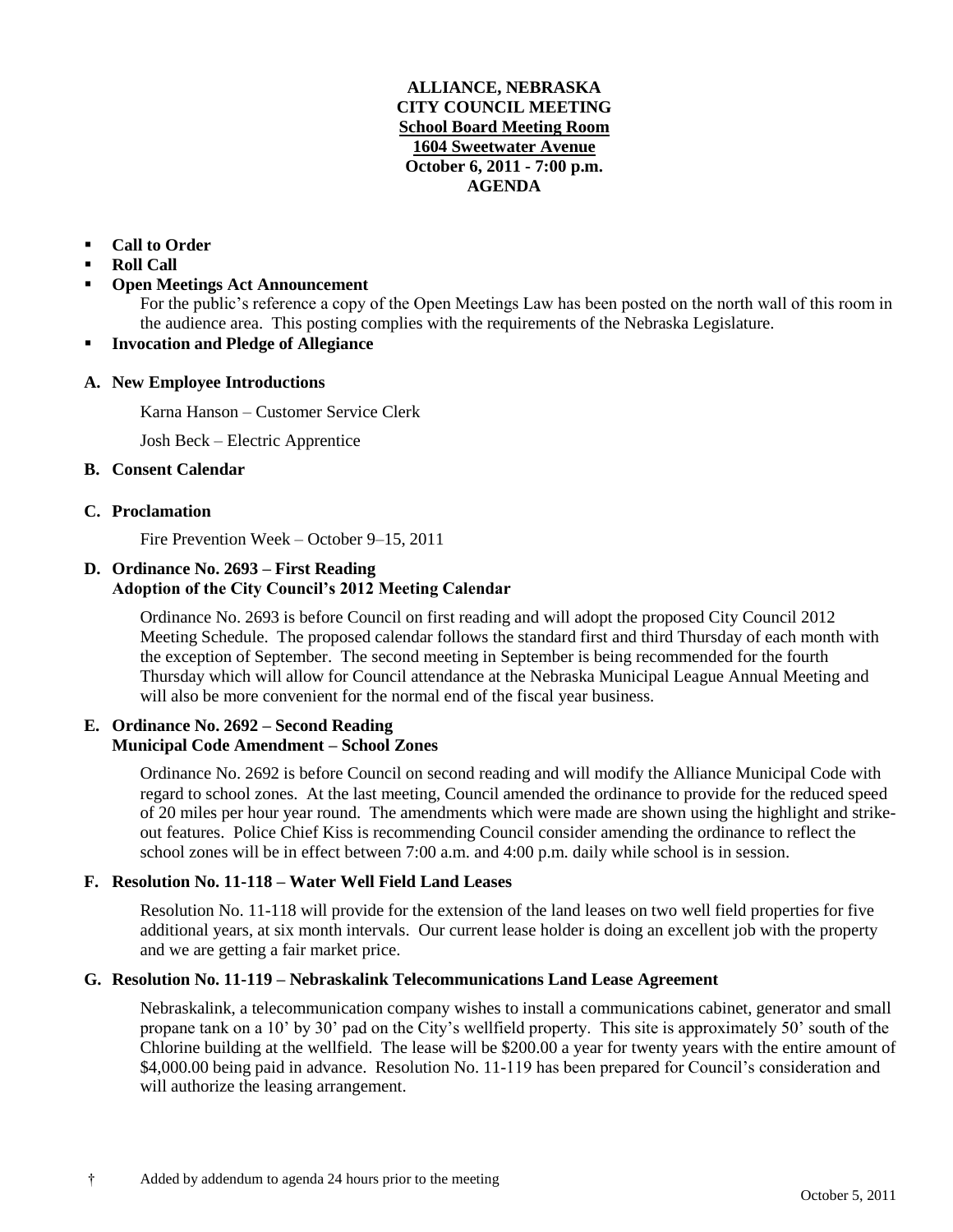**ALLIANCE, NEBRASKA**
**CITY COUNCIL MEETING**
**School Board Meeting Room**
**1604 Sweetwater Avenue**
**October 6, 2011 - 7:00 p.m.**
**AGENDA**

- **Call to Order**
- **Roll Call**
- **Open Meetings Act Announcement**

  For the public's reference a copy of the Open Meetings Law has been posted on the north wall of this room in the audience area. This posting complies with the requirements of the Nebraska Legislature.
- **Invocation and Pledge of Allegiance**

**A. New Employee Introductions**

Karna Hanson – Customer Service Clerk

Josh Beck – Electric Apprentice

**B. Consent Calendar**

**C. Proclamation**

Fire Prevention Week – October 9–15, 2011

**D. Ordinance No. 2693 – First Reading**
**Adoption of the City Council's 2012 Meeting Calendar**

Ordinance No. 2693 is before Council on first reading and will adopt the proposed City Council 2012 Meeting Schedule. The proposed calendar follows the standard first and third Thursday of each month with the exception of September. The second meeting in September is being recommended for the fourth Thursday which will allow for Council attendance at the Nebraska Municipal League Annual Meeting and will also be more convenient for the normal end of the fiscal year business.

**E. Ordinance No. 2692 – Second Reading**
**Municipal Code Amendment – School Zones**

Ordinance No. 2692 is before Council on second reading and will modify the Alliance Municipal Code with regard to school zones. At the last meeting, Council amended the ordinance to provide for the reduced speed of 20 miles per hour year round. The amendments which were made are shown using the highlight and strike-out features. Police Chief Kiss is recommending Council consider amending the ordinance to reflect the school zones will be in effect between 7:00 a.m. and 4:00 p.m. daily while school is in session.

**F. Resolution No. 11-118 – Water Well Field Land Leases**

Resolution No. 11-118 will provide for the extension of the land leases on two well field properties for five additional years, at six month intervals. Our current lease holder is doing an excellent job with the property and we are getting a fair market price.

**G. Resolution No. 11-119 – Nebraskalink Telecommunications Land Lease Agreement**

Nebraskalink, a telecommunication company wishes to install a communications cabinet, generator and small propane tank on a 10' by 30' pad on the City's wellfield property. This site is approximately 50' south of the Chlorine building at the wellfield. The lease will be $200.00 a year for twenty years with the entire amount of $4,000.00 being paid in advance. Resolution No. 11-119 has been prepared for Council's consideration and will authorize the leasing arrangement.

† Added by addendum to agenda 24 hours prior to the meeting

October 5, 2011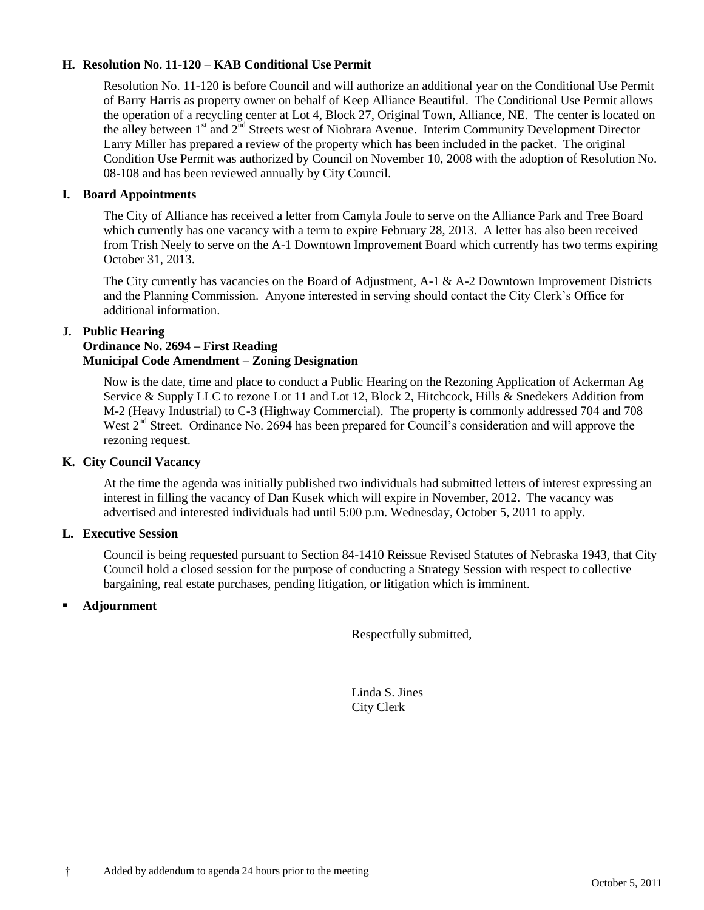**H. Resolution No. 11-120 – KAB Conditional Use Permit**

Resolution No. 11-120 is before Council and will authorize an additional year on the Conditional Use Permit of Barry Harris as property owner on behalf of Keep Alliance Beautiful. The Conditional Use Permit allows the operation of a recycling center at Lot 4, Block 27, Original Town, Alliance, NE. The center is located on the alley between 1st and 2nd Streets west of Niobrara Avenue. Interim Community Development Director Larry Miller has prepared a review of the property which has been included in the packet. The original Condition Use Permit was authorized by Council on November 10, 2008 with the adoption of Resolution No. 08-108 and has been reviewed annually by City Council.

**I. Board Appointments**

The City of Alliance has received a letter from Camyla Joule to serve on the Alliance Park and Tree Board which currently has one vacancy with a term to expire February 28, 2013. A letter has also been received from Trish Neely to serve on the A-1 Downtown Improvement Board which currently has two terms expiring October 31, 2013.

The City currently has vacancies on the Board of Adjustment, A-1 & A-2 Downtown Improvement Districts and the Planning Commission. Anyone interested in serving should contact the City Clerk's Office for additional information.

**J. Public Hearing**
**Ordinance No. 2694 – First Reading**
**Municipal Code Amendment – Zoning Designation**

Now is the date, time and place to conduct a Public Hearing on the Rezoning Application of Ackerman Ag Service & Supply LLC to rezone Lot 11 and Lot 12, Block 2, Hitchcock, Hills & Snedekers Addition from M-2 (Heavy Industrial) to C-3 (Highway Commercial). The property is commonly addressed 704 and 708 West 2nd Street. Ordinance No. 2694 has been prepared for Council's consideration and will approve the rezoning request.

**K. City Council Vacancy**

At the time the agenda was initially published two individuals had submitted letters of interest expressing an interest in filling the vacancy of Dan Kusek which will expire in November, 2012. The vacancy was advertised and interested individuals had until 5:00 p.m. Wednesday, October 5, 2011 to apply.

**L. Executive Session**

Council is being requested pursuant to Section 84-1410 Reissue Revised Statutes of Nebraska 1943, that City Council hold a closed session for the purpose of conducting a Strategy Session with respect to collective bargaining, real estate purchases, pending litigation, or litigation which is imminent.

- **Adjournment**

Respectfully submitted,

Linda S. Jines
City Clerk

† Added by addendum to agenda 24 hours prior to the meeting

October 5, 2011